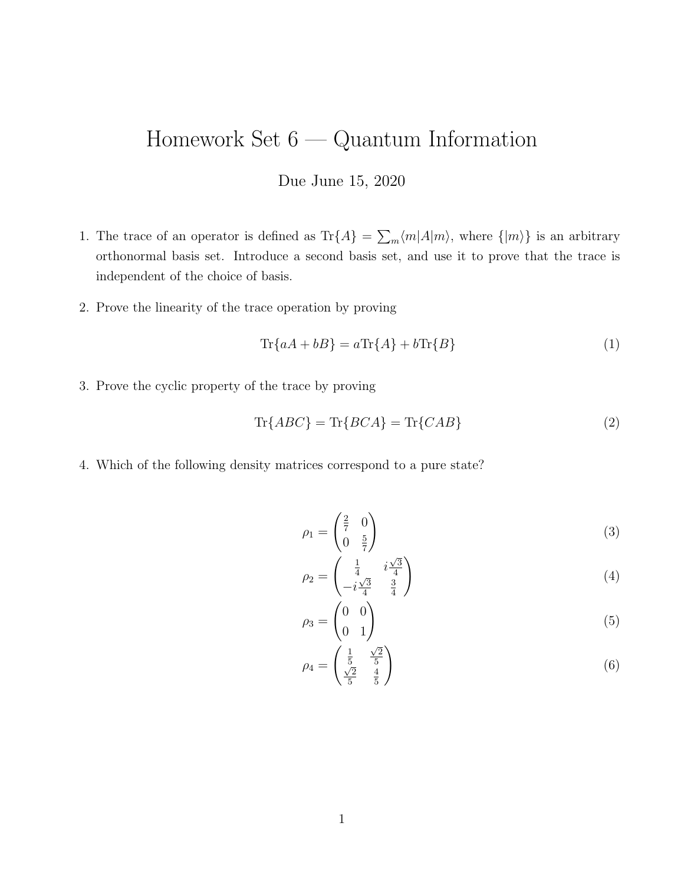# Homework Set 6 — Quantum Information

Due June 15, 2020

1. The trace of an operator is defined as $\mathrm{Tr}\{A\} = \sum_m \langle m|A|m\rangle$, where $\{|m\rangle\}$ is an arbitrary orthonormal basis set. Introduce a second basis set, and use it to prove that the trace is independent of the choice of basis.

2. Prove the linearity of the trace operation by proving

$$\mathrm{Tr}\{aA + bB\} = a\mathrm{Tr}\{A\} + b\mathrm{Tr}\{B\} \tag{1}$$

3. Prove the cyclic property of the trace by proving

$$\mathrm{Tr}\{ABC\} = \mathrm{Tr}\{BCA\} = \mathrm{Tr}\{CAB\} \tag{2}$$

4. Which of the following density matrices correspond to a pure state?

$$\rho_1 = \begin{pmatrix} \frac{2}{7} & 0 \\ 0 & \frac{5}{7} \end{pmatrix} \tag{3}$$

$$\rho_2 = \begin{pmatrix} \frac{1}{4} & i\frac{\sqrt{3}}{4} \\ -i\frac{\sqrt{3}}{4} & \frac{3}{4} \end{pmatrix} \tag{4}$$

$$\rho_3 = \begin{pmatrix} 0 & 0 \\ 0 & 1 \end{pmatrix} \tag{5}$$

$$\rho_4 = \begin{pmatrix} \frac{1}{5} & \frac{\sqrt{2}}{5} \\ \frac{\sqrt{2}}{5} & \frac{4}{5} \end{pmatrix} \tag{6}$$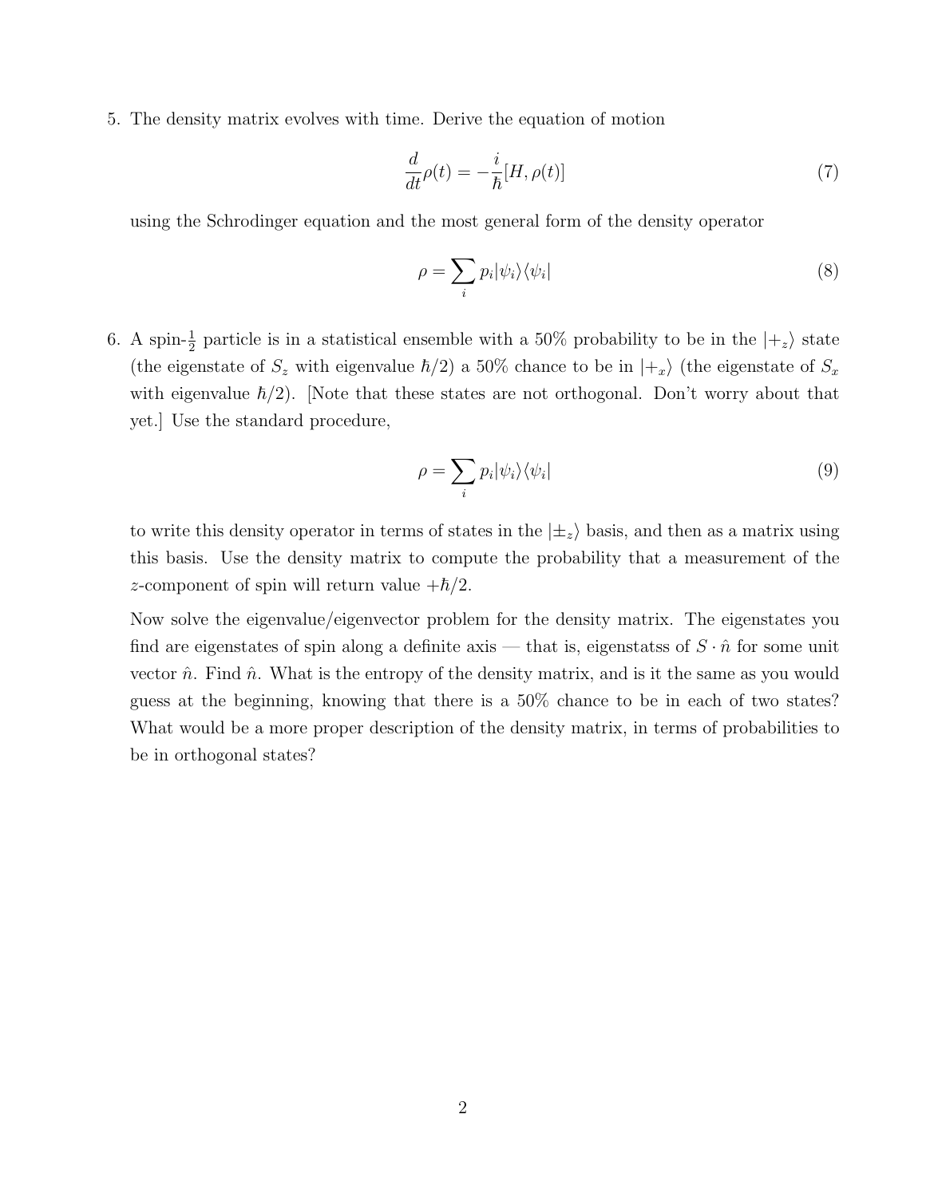5. The density matrix evolves with time. Derive the equation of motion

$$\frac{d}{dt}\rho(t) = -\frac{i}{\hbar}[H, \rho(t)] \tag{7}$$

using the Schrodinger equation and the most general form of the density operator

$$\rho = \sum_i p_i |\psi_i\rangle\langle\psi_i| \tag{8}$$

6. A spin-$\frac{1}{2}$ particle is in a statistical ensemble with a 50% probability to be in the $|+_z\rangle$ state (the eigenstate of $S_z$ with eigenvalue $\hbar/2$) a 50% chance to be in $|+_x\rangle$ (the eigenstate of $S_x$ with eigenvalue $\hbar/2$). [Note that these states are not orthogonal. Don't worry about that yet.] Use the standard procedure,

$$\rho = \sum_i p_i |\psi_i\rangle\langle\psi_i| \tag{9}$$

to write this density operator in terms of states in the $|\pm_z\rangle$ basis, and then as a matrix using this basis. Use the density matrix to compute the probability that a measurement of the $z$-component of spin will return value $+\hbar/2$.

Now solve the eigenvalue/eigenvector problem for the density matrix. The eigenstates you find are eigenstates of spin along a definite axis — that is, eigenstatss of $S \cdot \hat{n}$ for some unit vector $\hat{n}$. Find $\hat{n}$. What is the entropy of the density matrix, and is it the same as you would guess at the beginning, knowing that there is a 50% chance to be in each of two states? What would be a more proper description of the density matrix, in terms of probabilities to be in orthogonal states?